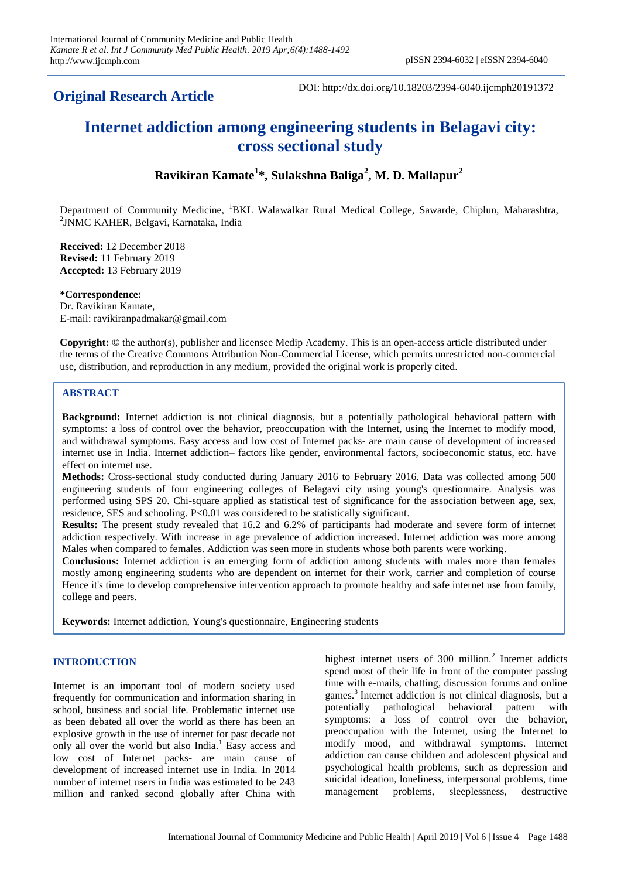**Original Research Article**

DOI: http://dx.doi.org/10.18203/2394-6040.ijcmph20191372

# Internet addiction among engineering students in Belagavi city: cross sectional study

**Ravikiran Kamate[1]*, Sulakshna Baliga[2], M. D. Mallapur[2]**

Department of Community Medicine, [1]BKL Walawalkar Rural Medical College, Sawarde, Chiplun, Maharashtra, [2]JNMC KAHER, Belgavi, Karnataka, India

**Received:** 12 December 2018
**Revised:** 11 February 2019
**Accepted:** 13 February 2019

***Correspondence:**
Dr. Ravikiran Kamate,
E-mail: ravikiranpadmakar@gmail.com

**Copyright:** © the author(s), publisher and licensee Medip Academy. This is an open-access article distributed under the terms of the Creative Commons Attribution Non-Commercial License, which permits unrestricted non-commercial use, distribution, and reproduction in any medium, provided the original work is properly cited.

## ABSTRACT

**Background:** Internet addiction is not clinical diagnosis, but a potentially pathological behavioral pattern with symptoms: a loss of control over the behavior, preoccupation with the Internet, using the Internet to modify mood, and withdrawal symptoms. Easy access and low cost of Internet packs- are main cause of development of increased internet use in India. Internet addiction– factors like gender, environmental factors, socioeconomic status, etc. have effect on internet use.

**Methods:** Cross-sectional study conducted during January 2016 to February 2016. Data was collected among 500 engineering students of four engineering colleges of Belagavi city using young's questionnaire. Analysis was performed using SPS 20. Chi-square applied as statistical test of significance for the association between age, sex, residence, SES and schooling. P<0.01 was considered to be statistically significant.

**Results:** The present study revealed that 16.2 and 6.2% of participants had moderate and severe form of internet addiction respectively. With increase in age prevalence of addiction increased. Internet addiction was more among Males when compared to females. Addiction was seen more in students whose both parents were working.

**Conclusions:** Internet addiction is an emerging form of addiction among students with males more than females mostly among engineering students who are dependent on internet for their work, carrier and completion of course Hence it's time to develop comprehensive intervention approach to promote healthy and safe internet use from family, college and peers.

**Keywords:** Internet addiction, Young's questionnaire, Engineering students

## INTRODUCTION

Internet is an important tool of modern society used frequently for communication and information sharing in school, business and social life. Problematic internet use as been debated all over the world as there has been an explosive growth in the use of internet for past decade not only all over the world but also India.[1] Easy access and low cost of Internet packs- are main cause of development of increased internet use in India. In 2014 number of internet users in India was estimated to be 243 million and ranked second globally after China with highest internet users of 300 million.[2] Internet addicts spend most of their life in front of the computer passing time with e-mails, chatting, discussion forums and online games.[3] Internet addiction is not clinical diagnosis, but a potentially pathological behavioral pattern with symptoms: a loss of control over the behavior, preoccupation with the Internet, using the Internet to modify mood, and withdrawal symptoms. Internet addiction can cause children and adolescent physical and psychological health problems, such as depression and suicidal ideation, loneliness, interpersonal problems, time management problems, sleeplessness, destructive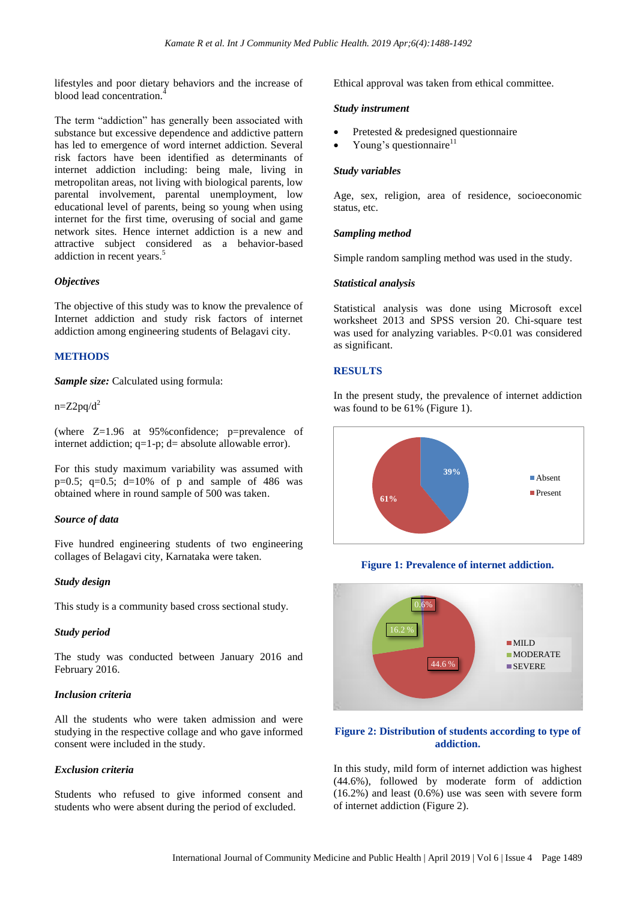lifestyles and poor dietary behaviors and the increase of blood lead concentration.[4]

The term "addiction" has generally been associated with substance but excessive dependence and addictive pattern has led to emergence of word internet addiction. Several risk factors have been identified as determinants of internet addiction including: being male, living in metropolitan areas, not living with biological parents, low parental involvement, parental unemployment, low educational level of parents, being so young when using internet for the first time, overusing of social and game network sites. Hence internet addiction is a new and attractive subject considered as a behavior-based addiction in recent years.[5]

### Objectives

The objective of this study was to know the prevalence of Internet addiction and study risk factors of internet addiction among engineering students of Belagavi city.

## METHODS

***Sample size:*** Calculated using formula:

$n=Z2pq/d^2$

(where Z=1.96 at 95%confidence; p=prevalence of internet addiction; q=1-p; d= absolute allowable error).

For this study maximum variability was assumed with p=0.5; q=0.5; d=10% of p and sample of 486 was obtained where in round sample of 500 was taken.

### Source of data

Five hundred engineering students of two engineering collages of Belagavi city, Karnataka were taken.

### Study design

This study is a community based cross sectional study.

### Study period

The study was conducted between January 2016 and February 2016.

### Inclusion criteria

All the students who were taken admission and were studying in the respective collage and who gave informed consent were included in the study.

### Exclusion criteria

Students who refused to give informed consent and students who were absent during the period of excluded.

Ethical approval was taken from ethical committee.

### Study instrument

- Pretested & predesigned questionnaire
- Young's questionnaire[11]

### Study variables

Age, sex, religion, area of residence, socioeconomic status, etc.

### Sampling method

Simple random sampling method was used in the study.

### Statistical analysis

Statistical analysis was done using Microsoft excel worksheet 2013 and SPSS version 20. Chi-square test was used for analyzing variables. P<0.01 was considered as significant.

## RESULTS

In the present study, the prevalence of internet addiction was found to be 61% (Figure 1).

**Figure 1: Prevalence of internet addiction.**

**Figure 2: Distribution of students according to type of addiction.**

In this study, mild form of internet addiction was highest (44.6%), followed by moderate form of addiction (16.2%) and least (0.6%) use was seen with severe form of internet addiction (Figure 2).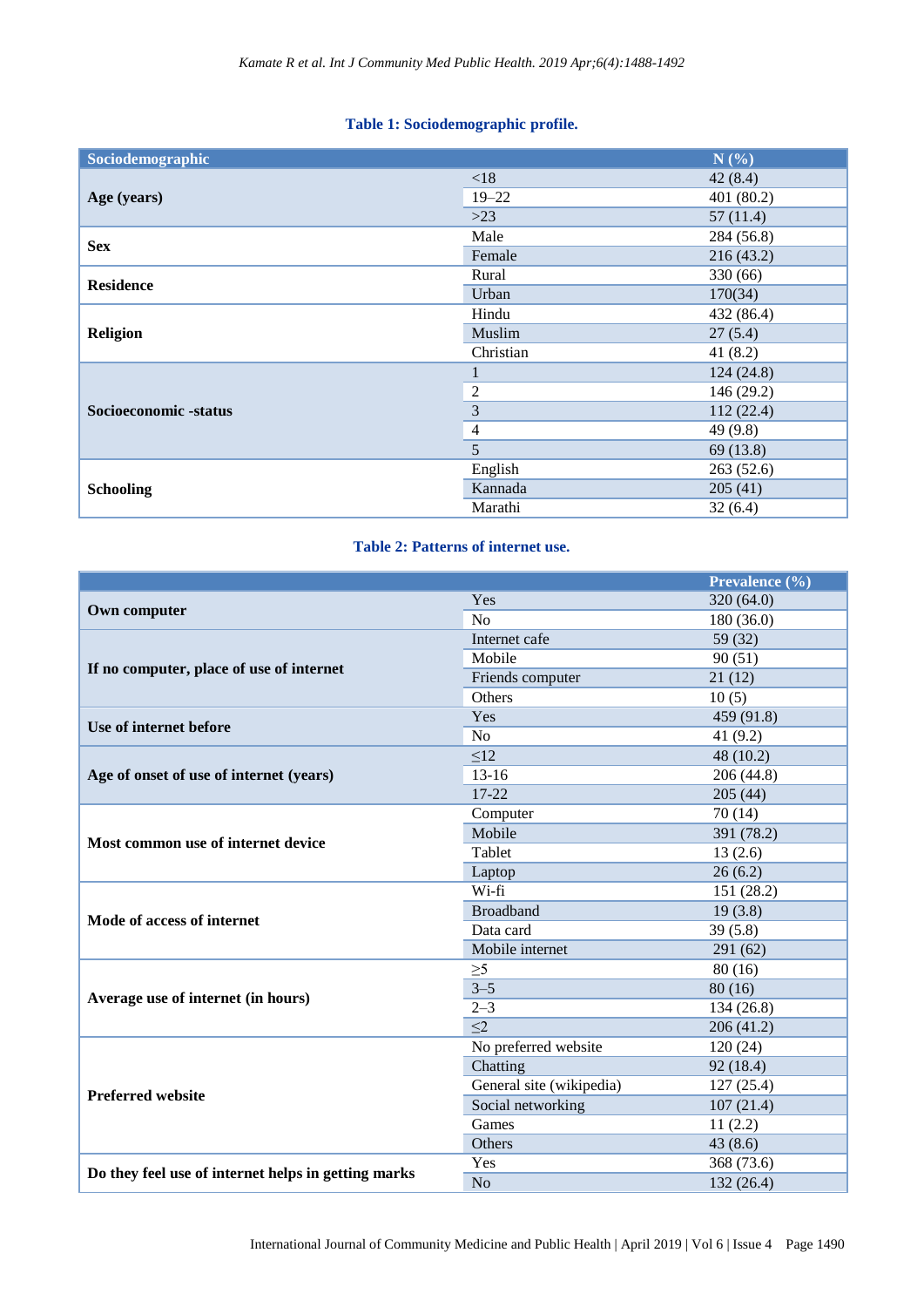**Table 1: Sociodemographic profile.**

| Sociodemographic | | N (%) |
|---|---|---|
| **Age (years)** | <18 | 42 (8.4) |
| | 19–22 | 401 (80.2) |
| | >23 | 57 (11.4) |
| **Sex** | Male | 284 (56.8) |
| | Female | 216 (43.2) |
| **Residence** | Rural | 330 (66) |
| | Urban | 170(34) |
| **Religion** | Hindu | 432 (86.4) |
| | Muslim | 27 (5.4) |
| | Christian | 41 (8.2) |
| **Socioeconomic -status** | 1 | 124 (24.8) |
| | 2 | 146 (29.2) |
| | 3 | 112 (22.4) |
| | 4 | 49 (9.8) |
| | 5 | 69 (13.8) |
| **Schooling** | English | 263 (52.6) |
| | Kannada | 205 (41) |
| | Marathi | 32 (6.4) |

**Table 2: Patterns of internet use.**

| | | Prevalence (%) |
|---|---|---|
| **Own computer** | Yes | 320 (64.0) |
| | No | 180 (36.0) |
| **If no computer, place of use of internet** | Internet cafe | 59 (32) |
| | Mobile | 90 (51) |
| | Friends computer | 21 (12) |
| | Others | 10 (5) |
| **Use of internet before** | Yes | 459 (91.8) |
| | No | 41 (9.2) |
| **Age of onset of use of internet (years)** | ≤12 | 48 (10.2) |
| | 13-16 | 206 (44.8) |
| | 17-22 | 205 (44) |
| **Most common use of internet device** | Computer | 70 (14) |
| | Mobile | 391 (78.2) |
| | Tablet | 13 (2.6) |
| | Laptop | 26 (6.2) |
| **Mode of access of internet** | Wi-fi | 151 (28.2) |
| | Broadband | 19 (3.8) |
| | Data card | 39 (5.8) |
| | Mobile internet | 291 (62) |
| **Average use of internet (in hours)** | ≥5 | 80 (16) |
| | 3–5 | 80 (16) |
| | 2–3 | 134 (26.8) |
| | ≤2 | 206 (41.2) |
| **Preferred website** | No preferred website | 120 (24) |
| | Chatting | 92 (18.4) |
| | General site (wikipedia) | 127 (25.4) |
| | Social networking | 107 (21.4) |
| | Games | 11 (2.2) |
| | Others | 43 (8.6) |
| **Do they feel use of internet helps in getting marks** | Yes | 368 (73.6) |
| | No | 132 (26.4) |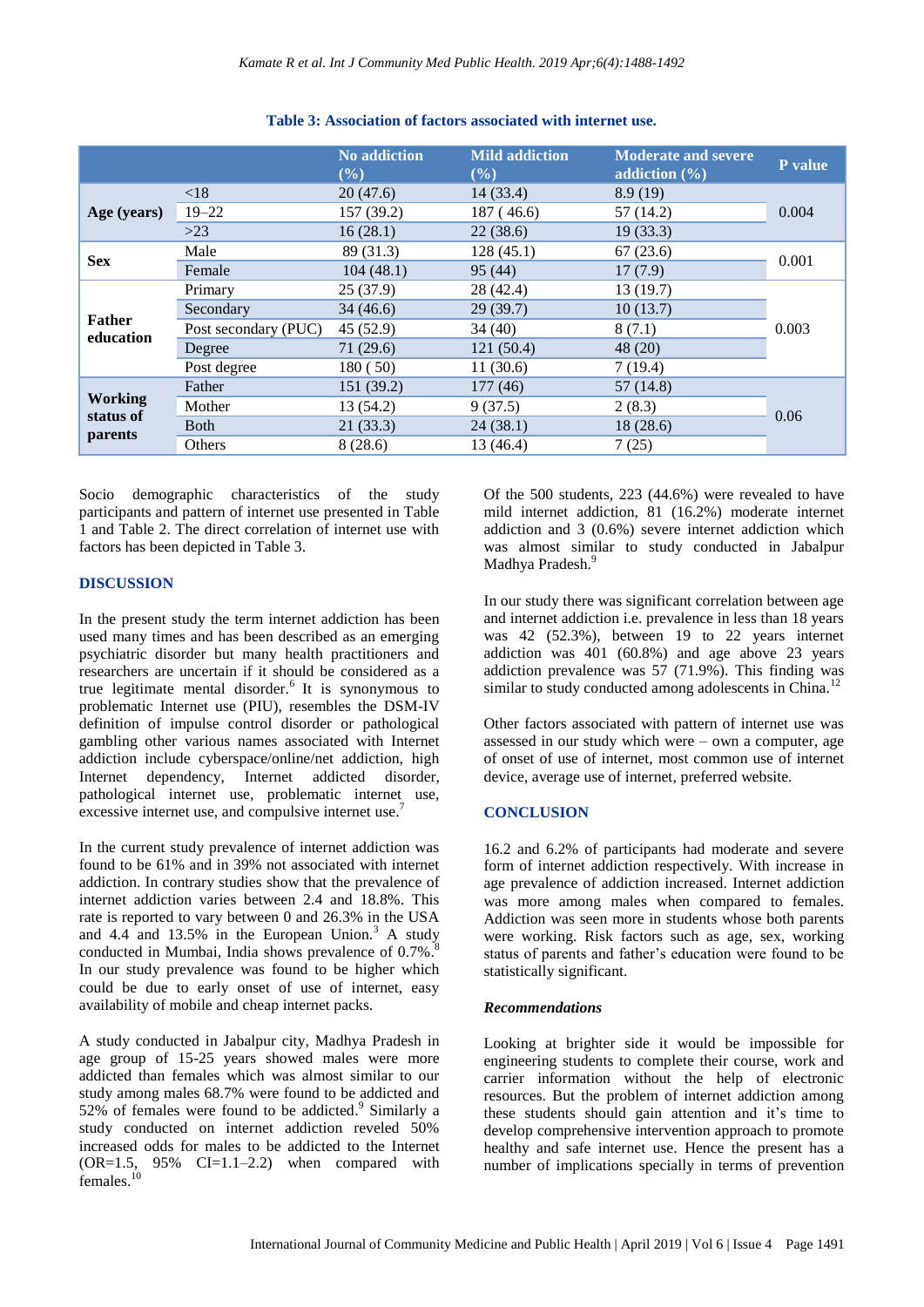**Table 3: Association of factors associated with internet use.**

| | | No addiction (%) | Mild addiction (%) | Moderate and severe addiction (%) | P value |
|---|---|---|---|---|---|
| **Age (years)** | <18 | 20 (47.6) | 14 (33.4) | 8.9 (19) | 0.004 |
| | 19–22 | 157 (39.2) | 187 ( 46.6) | 57 (14.2) | |
| | >23 | 16 (28.1) | 22 (38.6) | 19 (33.3) | |
| **Sex** | Male | 89 (31.3) | 128 (45.1) | 67 (23.6) | 0.001 |
| | Female | 104 (48.1) | 95 (44) | 17 (7.9) | |
| **Father education** | Primary | 25 (37.9) | 28 (42.4) | 13 (19.7) | 0.003 |
| | Secondary | 34 (46.6) | 29 (39.7) | 10 (13.7) | |
| | Post secondary (PUC) | 45 (52.9) | 34 (40) | 8 (7.1) | |
| | Degree | 71 (29.6) | 121 (50.4) | 48 (20) | |
| | Post degree | 180 ( 50) | 11 (30.6) | 7 (19.4) | |
| **Working status of parents** | Father | 151 (39.2) | 177 (46) | 57 (14.8) | 0.06 |
| | Mother | 13 (54.2) | 9 (37.5) | 2 (8.3) | |
| | Both | 21 (33.3) | 24 (38.1) | 18 (28.6) | |
| | Others | 8 (28.6) | 13 (46.4) | 7 (25) | |

Socio demographic characteristics of the study participants and pattern of internet use presented in Table 1 and Table 2. The direct correlation of internet use with factors has been depicted in Table 3.

## DISCUSSION

In the present study the term internet addiction has been used many times and has been described as an emerging psychiatric disorder but many health practitioners and researchers are uncertain if it should be considered as a true legitimate mental disorder.[6] It is synonymous to problematic Internet use (PIU), resembles the DSM-IV definition of impulse control disorder or pathological gambling other various names associated with Internet addiction include cyberspace/online/net addiction, high Internet dependency, Internet addicted disorder, pathological internet use, problematic internet use, excessive internet use, and compulsive internet use.[7]

In the current study prevalence of internet addiction was found to be 61% and in 39% not associated with internet addiction. In contrary studies show that the prevalence of internet addiction varies between 2.4 and 18.8%. This rate is reported to vary between 0 and 26.3% in the USA and 4.4 and 13.5% in the European Union.[3] A study conducted in Mumbai, India shows prevalence of 0.7%.[8] In our study prevalence was found to be higher which could be due to early onset of use of internet, easy availability of mobile and cheap internet packs.

A study conducted in Jabalpur city, Madhya Pradesh in age group of 15-25 years showed males were more addicted than females which was almost similar to our study among males 68.7% were found to be addicted and 52% of females were found to be addicted.[9] Similarly a study conducted on internet addiction reveled 50% increased odds for males to be addicted to the Internet (OR=1.5, 95% CI=1.1–2.2) when compared with females.[10]

Of the 500 students, 223 (44.6%) were revealed to have mild internet addiction, 81 (16.2%) moderate internet addiction and 3 (0.6%) severe internet addiction which was almost similar to study conducted in Jabalpur Madhya Pradesh.[9]

In our study there was significant correlation between age and internet addiction i.e. prevalence in less than 18 years was 42 (52.3%), between 19 to 22 years internet addiction was 401 (60.8%) and age above 23 years addiction prevalence was 57 (71.9%). This finding was similar to study conducted among adolescents in China.[12]

Other factors associated with pattern of internet use was assessed in our study which were – own a computer, age of onset of use of internet, most common use of internet device, average use of internet, preferred website.

## CONCLUSION

16.2 and 6.2% of participants had moderate and severe form of internet addiction respectively. With increase in age prevalence of addiction increased. Internet addiction was more among males when compared to females. Addiction was seen more in students whose both parents were working. Risk factors such as age, sex, working status of parents and father's education were found to be statistically significant.

### *Recommendations*

Looking at brighter side it would be impossible for engineering students to complete their course, work and carrier information without the help of electronic resources. But the problem of internet addiction among these students should gain attention and it's time to develop comprehensive intervention approach to promote healthy and safe internet use. Hence the present has a number of implications specially in terms of prevention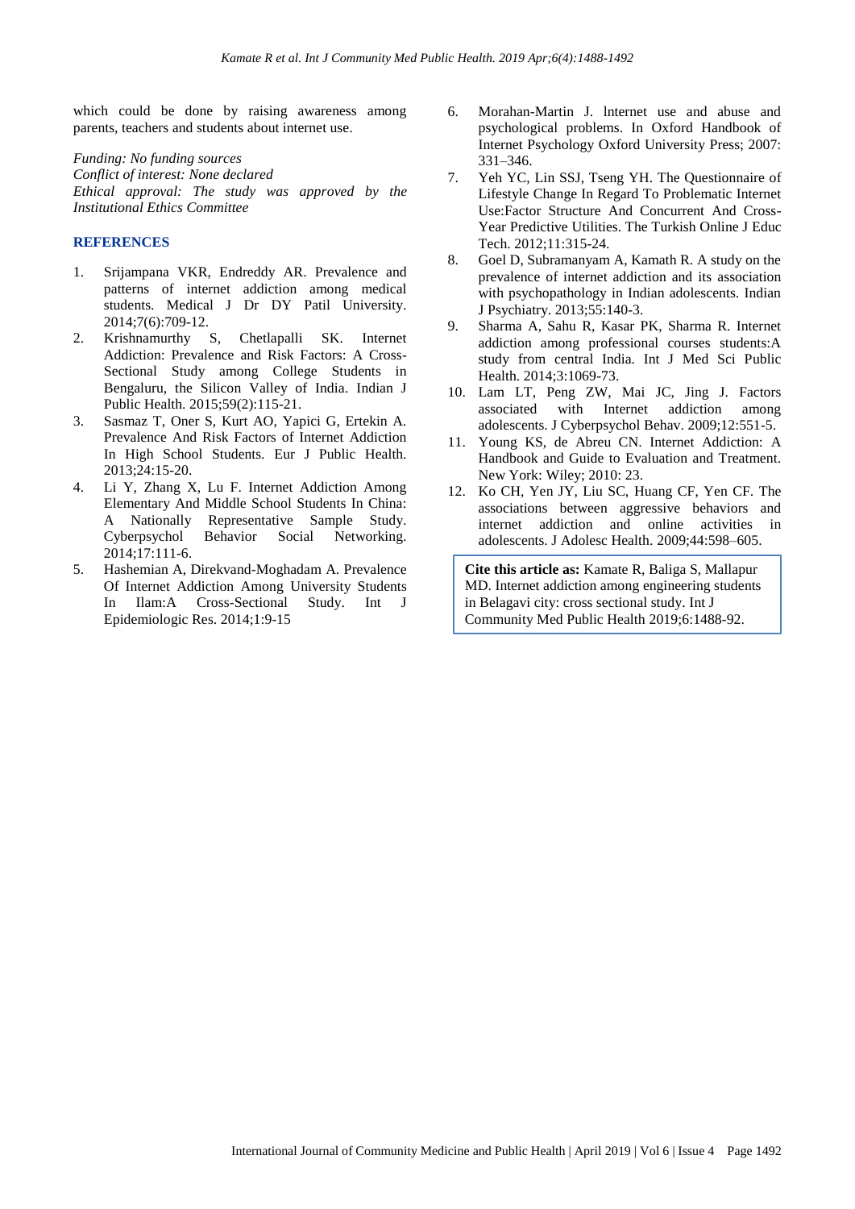which could be done by raising awareness among parents, teachers and students about internet use.

*Funding: No funding sources*
*Conflict of interest: None declared*
*Ethical approval: The study was approved by the Institutional Ethics Committee*

## REFERENCES

1. Srijampana VKR, Endreddy AR. Prevalence and patterns of internet addiction among medical students. Medical J Dr DY Patil University. 2014;7(6):709-12.
2. Krishnamurthy S, Chetlapalli SK. Internet Addiction: Prevalence and Risk Factors: A Cross-Sectional Study among College Students in Bengaluru, the Silicon Valley of India. Indian J Public Health. 2015;59(2):115-21.
3. Sasmaz T, Oner S, Kurt AO, Yapici G, Ertekin A. Prevalence And Risk Factors of Internet Addiction In High School Students. Eur J Public Health. 2013;24:15-20.
4. Li Y, Zhang X, Lu F. Internet Addiction Among Elementary And Middle School Students In China: A Nationally Representative Sample Study. Cyberpsychol Behavior Social Networking. 2014;17:111-6.
5. Hashemian A, Direkvand-Moghadam A. Prevalence Of Internet Addiction Among University Students In Ilam:A Cross-Sectional Study. Int J Epidemiologic Res. 2014;1:9-15
6. Morahan-Martin J. lnternet use and abuse and psychological problems. In Oxford Handbook of Internet Psychology Oxford University Press; 2007: 331–346.
7. Yeh YC, Lin SSJ, Tseng YH. The Questionnaire of Lifestyle Change In Regard To Problematic Internet Use:Factor Structure And Concurrent And Cross-Year Predictive Utilities. The Turkish Online J Educ Tech. 2012;11:315-24.
8. Goel D, Subramanyam A, Kamath R. A study on the prevalence of internet addiction and its association with psychopathology in Indian adolescents. Indian J Psychiatry. 2013;55:140-3.
9. Sharma A, Sahu R, Kasar PK, Sharma R. Internet addiction among professional courses students:A study from central India. Int J Med Sci Public Health. 2014;3:1069-73.
10. Lam LT, Peng ZW, Mai JC, Jing J. Factors associated with Internet addiction among adolescents. J Cyberpsychol Behav. 2009;12:551-5.
11. Young KS, de Abreu CN. Internet Addiction: A Handbook and Guide to Evaluation and Treatment. New York: Wiley; 2010: 23.
12. Ko CH, Yen JY, Liu SC, Huang CF, Yen CF. The associations between aggressive behaviors and internet addiction and online activities in adolescents. J Adolesc Health. 2009;44:598–605.

**Cite this article as:** Kamate R, Baliga S, Mallapur MD. Internet addiction among engineering students in Belagavi city: cross sectional study. Int J Community Med Public Health 2019;6:1488-92.